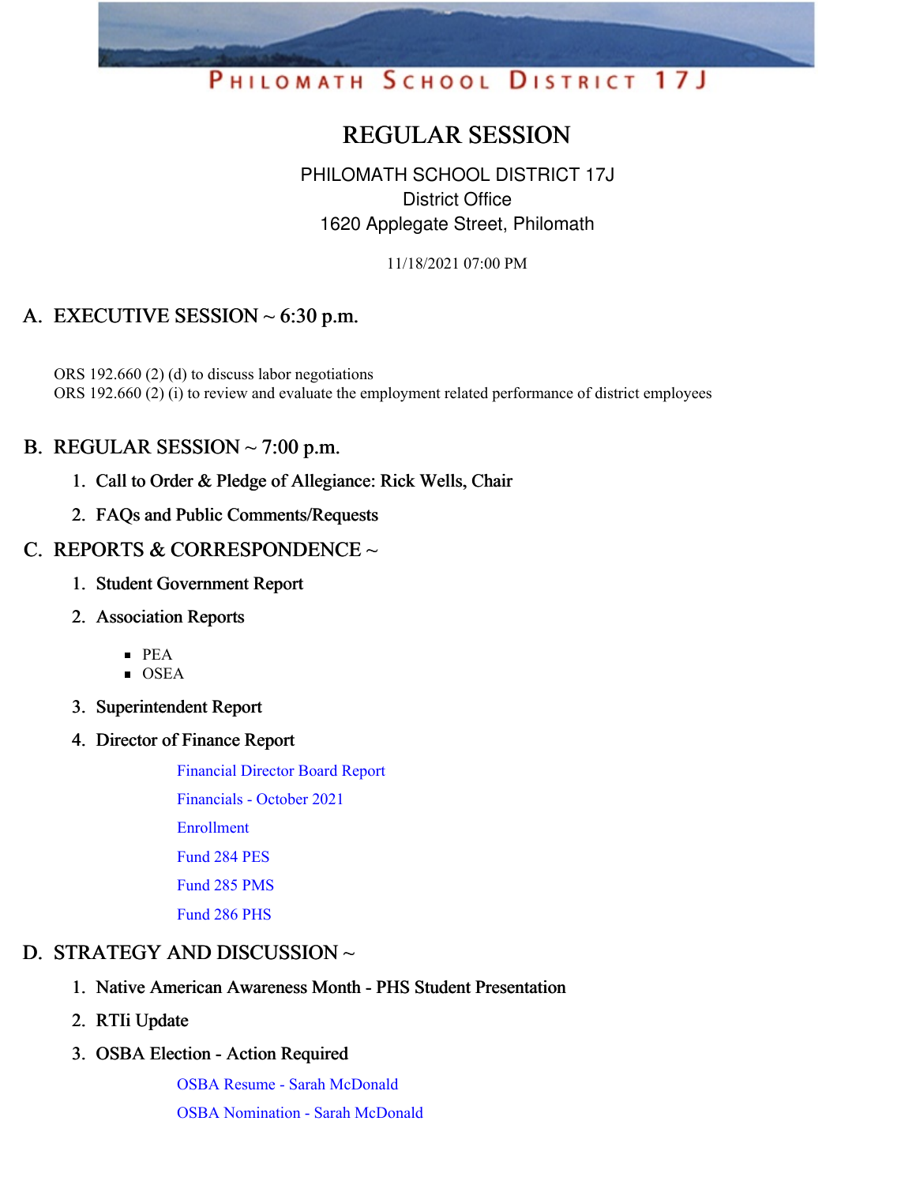PHILOMATH SCHOOL DISTRICT 17J

# REGULAR SESSION

PHILOMATH SCHOOL DISTRICT 17J
District Office
1620 Applegate Street, Philomath

11/18/2021 07:00 PM

## A. EXECUTIVE SESSION ~ 6:30 p.m.

ORS 192.660 (2) (d) to discuss labor negotiations
ORS 192.660 (2) (i) to review and evaluate the employment related performance of district employees

## B. REGULAR SESSION ~ 7:00 p.m.

1. Call to Order & Pledge of Allegiance: Rick Wells, Chair
2. FAQs and Public Comments/Requests

## C. REPORTS & CORRESPONDENCE ~

1. Student Government Report
2. Association Reports
   - PEA
   - OSEA
3. Superintendent Report
4. Director of Finance Report

   Financial Director Board Report

   Financials - October 2021

   Enrollment

   Fund 284 PES

   Fund 285 PMS

   Fund 286 PHS

## D. STRATEGY AND DISCUSSION ~

1. Native American Awareness Month - PHS Student Presentation
2. RTIi Update
3. OSBA Election - Action Required

   OSBA Resume - Sarah McDonald

   OSBA Nomination - Sarah McDonald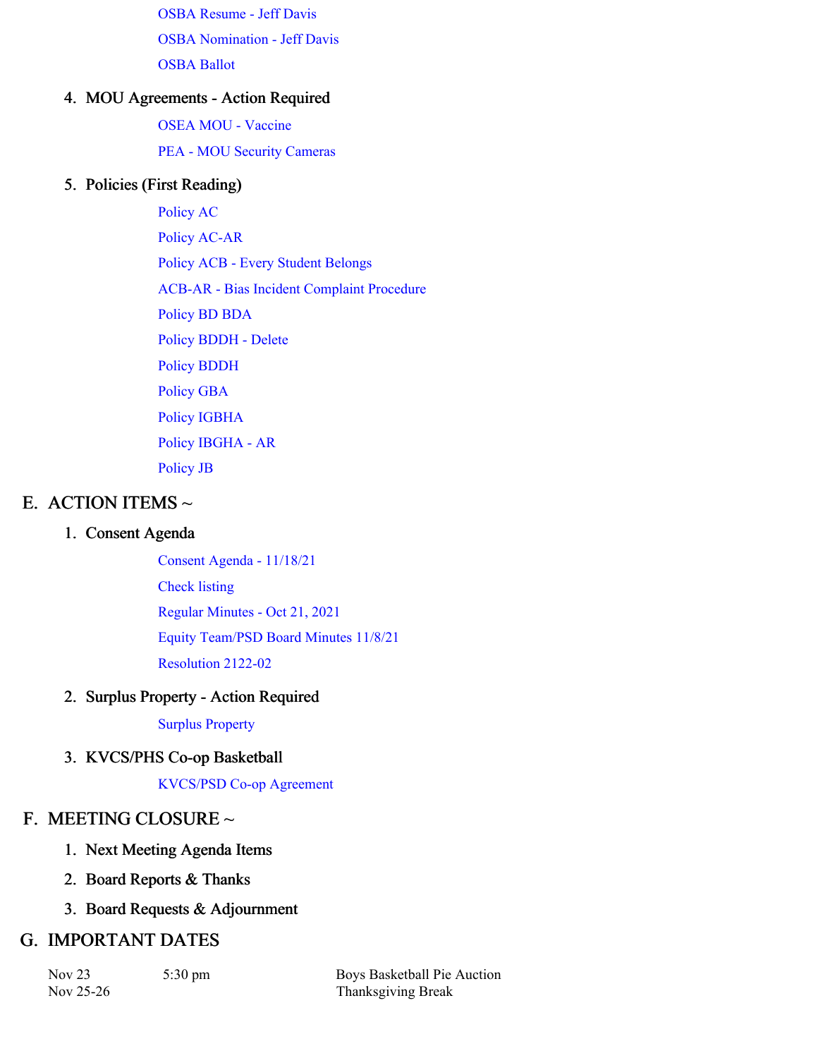OSBA Resume - Jeff Davis

OSBA Nomination - Jeff Davis

OSBA Ballot

4. MOU Agreements - Action Required

   OSEA MOU - Vaccine

   PEA - MOU Security Cameras

5. Policies (First Reading)

   Policy AC

   Policy AC-AR

   Policy ACB - Every Student Belongs

   ACB-AR - Bias Incident Complaint Procedure

   Policy BD BDA

   Policy BDDH - Delete

   Policy BDDH

   Policy GBA

   Policy IGBHA

   Policy IBGHA - AR

   Policy JB

## E. ACTION ITEMS ~

1. Consent Agenda

   Consent Agenda - 11/18/21

   Check listing

   Regular Minutes - Oct 21, 2021

   Equity Team/PSD Board Minutes 11/8/21

   Resolution 2122-02

2. Surplus Property - Action Required

   Surplus Property

3. KVCS/PHS Co-op Basketball

   KVCS/PSD Co-op Agreement

## F. MEETING CLOSURE ~

1. Next Meeting Agenda Items
2. Board Reports & Thanks
3. Board Requests & Adjournment

## G. IMPORTANT DATES

| | | |
|---|---|---|
| Nov 23 | 5:30 pm | Boys Basketball Pie Auction |
| Nov 25-26 | | Thanksgiving Break |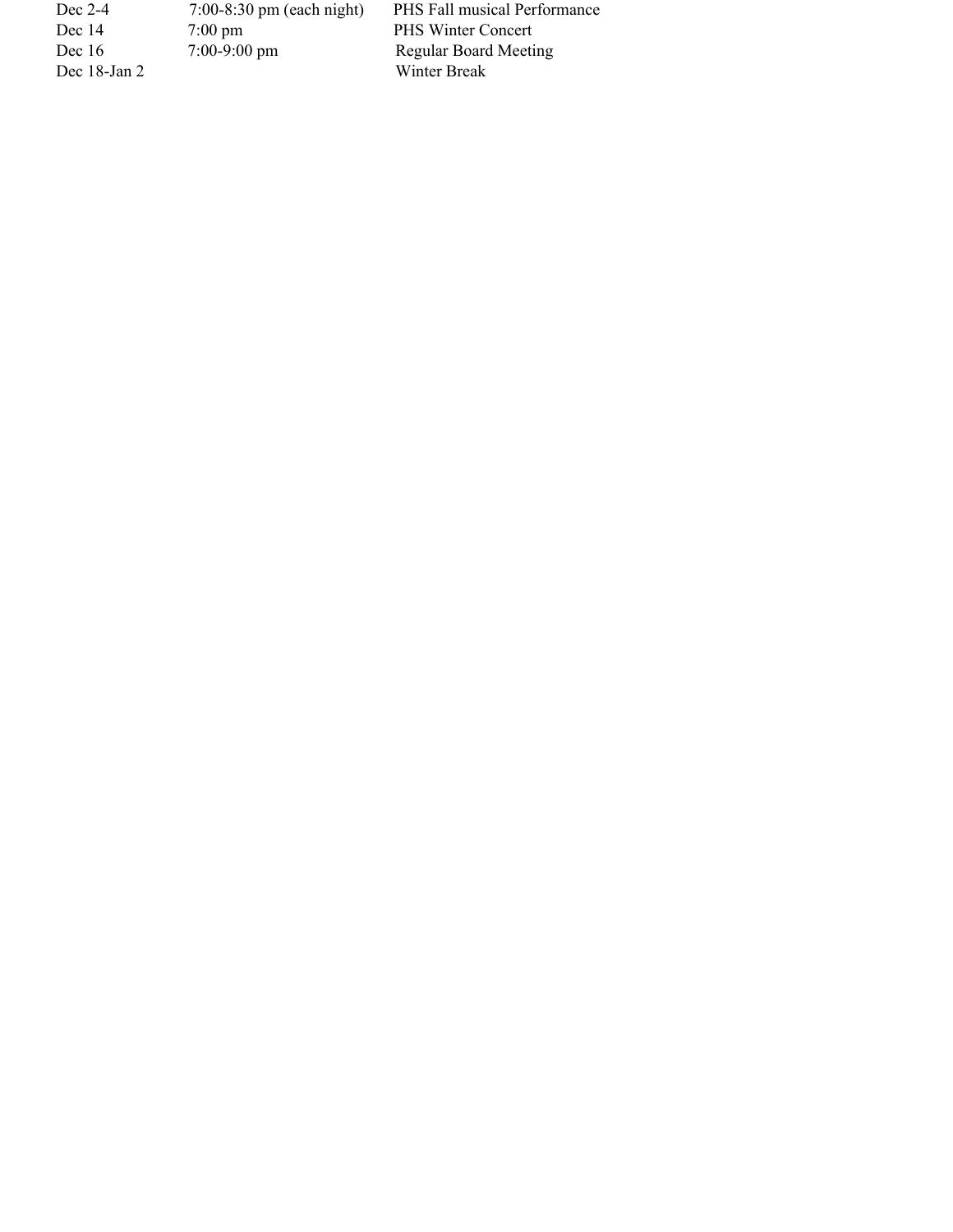| | | |
|---|---|---|
| Dec 2-4 | 7:00-8:30 pm (each night) | PHS Fall musical Performance |
| Dec 14 | 7:00 pm | PHS Winter Concert |
| Dec 16 | 7:00-9:00 pm | Regular Board Meeting |
| Dec 18-Jan 2 | | Winter Break |